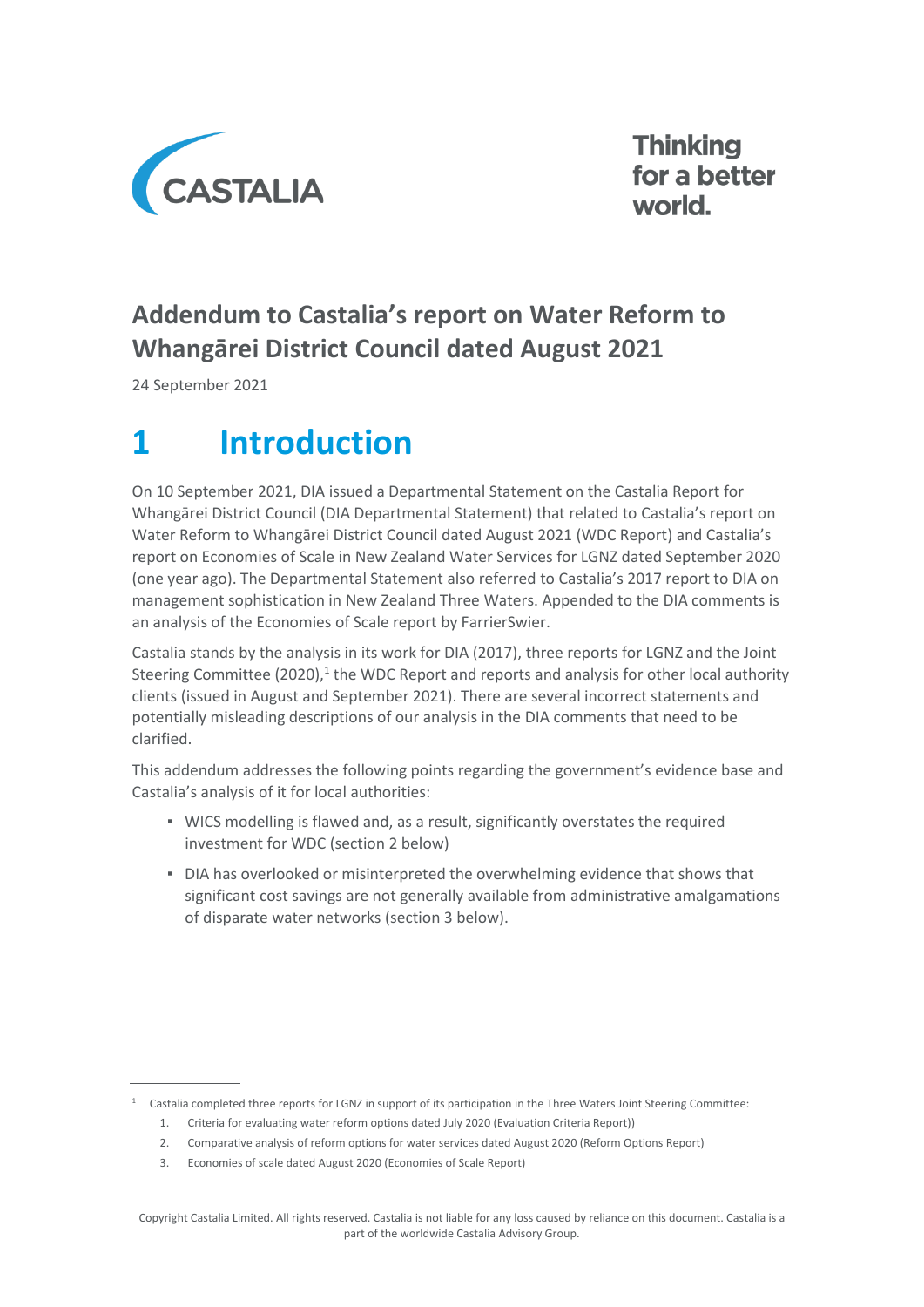# Addendum to Castalia's report on Water Reform to Whangārei District Council dated August 2021

24 September 2021

# 1 Introduction

On 10 September 2021, DIA issued a Departmental Statement on the Castalia Report for Whangārei District Council (DIA Departmental Statement) that related to Castalia's report on Water Reform to Whangārei District Council dated August 2021 (WDC Report) and Castalia's report on Economies of Scale in New Zealand Water Services for LGNZ dated September 2020 (one year ago). The Departmental Statement also referred to Castalia's 2017 report to DIA on management sophistication in New Zealand Three Waters. Appended to the DIA comments is an analysis of the Economies of Scale report by FarrierSwier.

Castalia stands by the analysis in its work for DIA (2017), three reports for LGNZ and the Joint Steering Committee (2020),[1] the WDC Report and reports and analysis for other local authority clients (issued in August and September 2021). There are several incorrect statements and potentially misleading descriptions of our analysis in the DIA comments that need to be clarified.

This addendum addresses the following points regarding the government's evidence base and Castalia's analysis of it for local authorities:

- WICS modelling is flawed and, as a result, significantly overstates the required investment for WDC (section 2 below)
- DIA has overlooked or misinterpreted the overwhelming evidence that shows that significant cost savings are not generally available from administrative amalgamations of disparate water networks (section 3 below).

[1] Castalia completed three reports for LGNZ in support of its participation in the Three Waters Joint Steering Committee:

1. Criteria for evaluating water reform options dated July 2020 (Evaluation Criteria Report))
2. Comparative analysis of reform options for water services dated August 2020 (Reform Options Report)
3. Economies of scale dated August 2020 (Economies of Scale Report)

Copyright Castalia Limited. All rights reserved. Castalia is not liable for any loss caused by reliance on this document. Castalia is a part of the worldwide Castalia Advisory Group.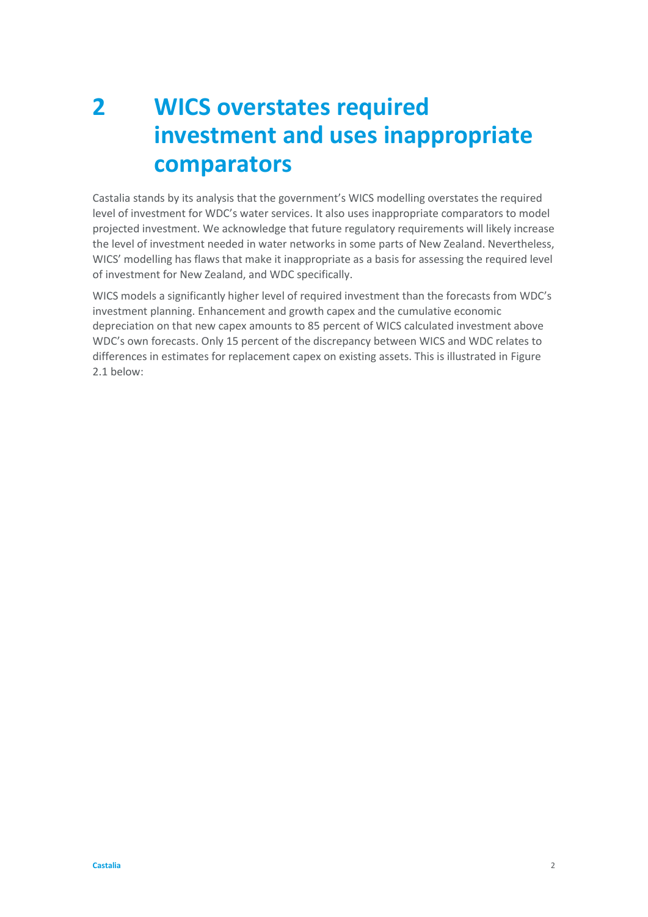# 2 WICS overstates required investment and uses inappropriate comparators

Castalia stands by its analysis that the government's WICS modelling overstates the required level of investment for WDC's water services. It also uses inappropriate comparators to model projected investment. We acknowledge that future regulatory requirements will likely increase the level of investment needed in water networks in some parts of New Zealand. Nevertheless, WICS' modelling has flaws that make it inappropriate as a basis for assessing the required level of investment for New Zealand, and WDC specifically.

WICS models a significantly higher level of required investment than the forecasts from WDC's investment planning. Enhancement and growth capex and the cumulative economic depreciation on that new capex amounts to 85 percent of WICS calculated investment above WDC's own forecasts. Only 15 percent of the discrepancy between WICS and WDC relates to differences in estimates for replacement capex on existing assets. This is illustrated in Figure 2.1 below: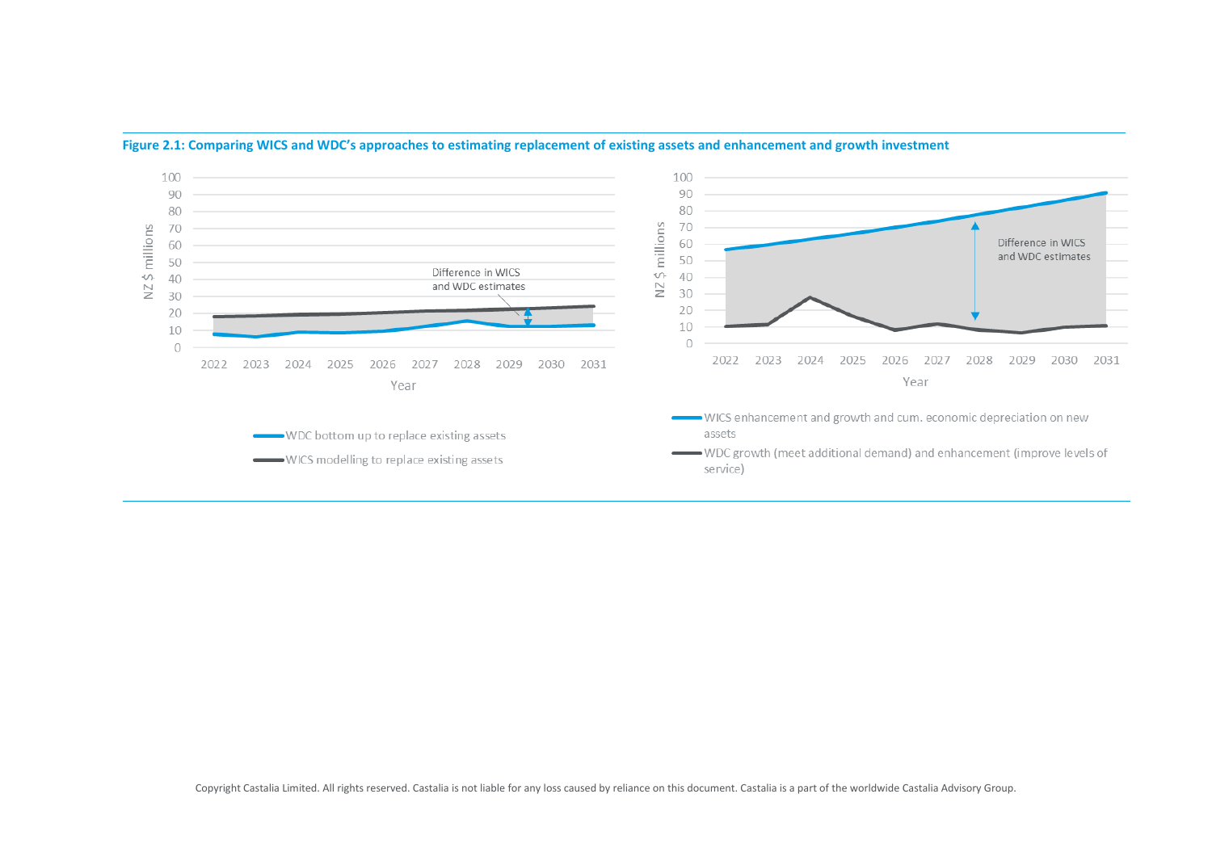**Figure 2.1: Comparing WICS and WDC's approaches to estimating replacement of existing assets and enhancement and growth investment**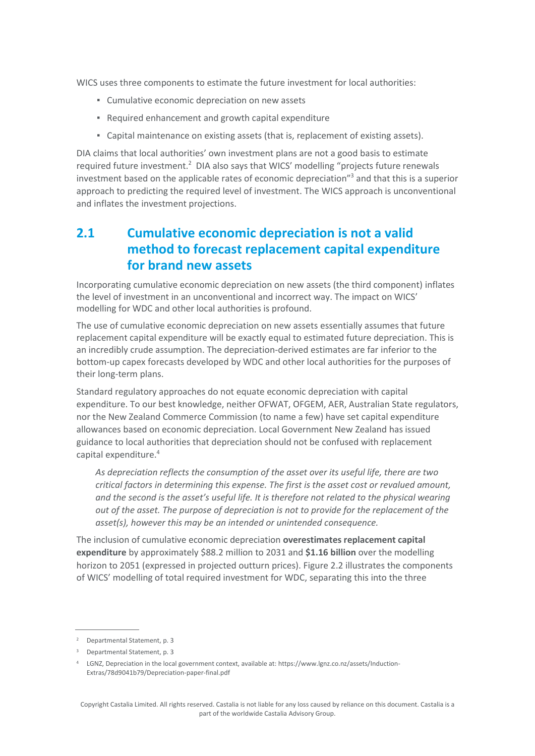WICS uses three components to estimate the future investment for local authorities:

- Cumulative economic depreciation on new assets
- Required enhancement and growth capital expenditure
- Capital maintenance on existing assets (that is, replacement of existing assets).

DIA claims that local authorities' own investment plans are not a good basis to estimate required future investment.[2] DIA also says that WICS' modelling "projects future renewals investment based on the applicable rates of economic depreciation"[3] and that this is a superior approach to predicting the required level of investment. The WICS approach is unconventional and inflates the investment projections.

## 2.1 Cumulative economic depreciation is not a valid method to forecast replacement capital expenditure for brand new assets

Incorporating cumulative economic depreciation on new assets (the third component) inflates the level of investment in an unconventional and incorrect way. The impact on WICS' modelling for WDC and other local authorities is profound.

The use of cumulative economic depreciation on new assets essentially assumes that future replacement capital expenditure will be exactly equal to estimated future depreciation. This is an incredibly crude assumption. The depreciation-derived estimates are far inferior to the bottom-up capex forecasts developed by WDC and other local authorities for the purposes of their long-term plans.

Standard regulatory approaches do not equate economic depreciation with capital expenditure. To our best knowledge, neither OFWAT, OFGEM, AER, Australian State regulators, nor the New Zealand Commerce Commission (to name a few) have set capital expenditure allowances based on economic depreciation. Local Government New Zealand has issued guidance to local authorities that depreciation should not be confused with replacement capital expenditure.[4]

> *As depreciation reflects the consumption of the asset over its useful life, there are two critical factors in determining this expense. The first is the asset cost or revalued amount, and the second is the asset's useful life. It is therefore not related to the physical wearing out of the asset. The purpose of depreciation is not to provide for the replacement of the asset(s), however this may be an intended or unintended consequence.*

The inclusion of cumulative economic depreciation **overestimates replacement capital expenditure** by approximately $88.2 million to 2031 and **$1.16 billion** over the modelling horizon to 2051 (expressed in projected outturn prices). Figure 2.2 illustrates the components of WICS' modelling of total required investment for WDC, separating this into the three

---

[2] Departmental Statement, p. 3

[3] Departmental Statement, p. 3

[4] LGNZ, Depreciation in the local government context, available at: https://www.lgnz.co.nz/assets/Induction-Extras/78d9041b79/Depreciation-paper-final.pdf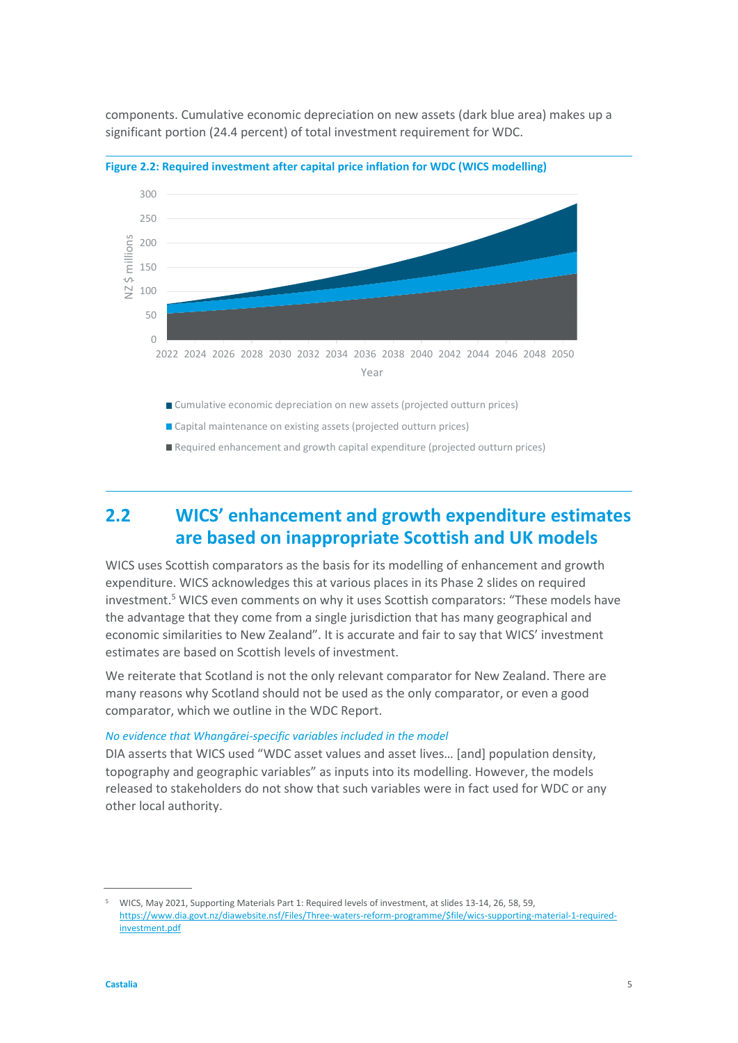components. Cumulative economic depreciation on new assets (dark blue area) makes up a significant portion (24.4 percent) of total investment requirement for WDC.

**Figure 2.2: Required investment after capital price inflation for WDC (WICS modelling)**

## 2.2 WICS' enhancement and growth expenditure estimates are based on inappropriate Scottish and UK models

WICS uses Scottish comparators as the basis for its modelling of enhancement and growth expenditure. WICS acknowledges this at various places in its Phase 2 slides on required investment.[5] WICS even comments on why it uses Scottish comparators: "These models have the advantage that they come from a single jurisdiction that has many geographical and economic similarities to New Zealand". It is accurate and fair to say that WICS' investment estimates are based on Scottish levels of investment.

We reiterate that Scotland is not the only relevant comparator for New Zealand. There are many reasons why Scotland should not be used as the only comparator, or even a good comparator, which we outline in the WDC Report.

*No evidence that Whangārei-specific variables included in the model*

DIA asserts that WICS used "WDC asset values and asset lives… [and] population density, topography and geographic variables" as inputs into its modelling. However, the models released to stakeholders do not show that such variables were in fact used for WDC or any other local authority.

[5] WICS, May 2021, Supporting Materials Part 1: Required levels of investment, at slides 13-14, 26, 58, 59, https://www.dia.govt.nz/diawebsite.nsf/Files/Three-waters-reform-programme/$file/wics-supporting-material-1-required-investment.pdf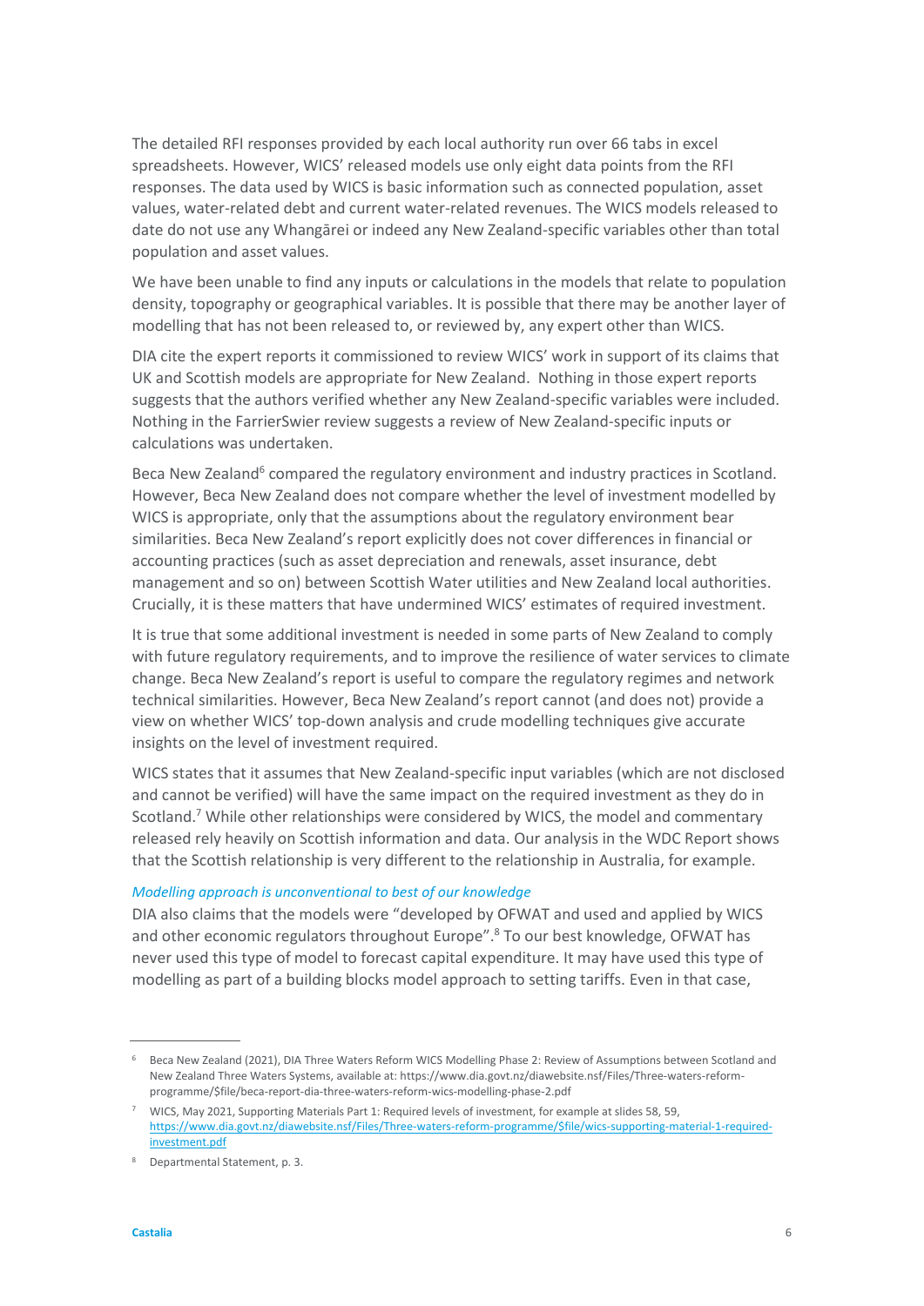The detailed RFI responses provided by each local authority run over 66 tabs in excel spreadsheets. However, WICS' released models use only eight data points from the RFI responses. The data used by WICS is basic information such as connected population, asset values, water-related debt and current water-related revenues. The WICS models released to date do not use any Whangārei or indeed any New Zealand-specific variables other than total population and asset values.

We have been unable to find any inputs or calculations in the models that relate to population density, topography or geographical variables. It is possible that there may be another layer of modelling that has not been released to, or reviewed by, any expert other than WICS.

DIA cite the expert reports it commissioned to review WICS' work in support of its claims that UK and Scottish models are appropriate for New Zealand. Nothing in those expert reports suggests that the authors verified whether any New Zealand-specific variables were included. Nothing in the FarrierSwier review suggests a review of New Zealand-specific inputs or calculations was undertaken.

Beca New Zealand[6] compared the regulatory environment and industry practices in Scotland. However, Beca New Zealand does not compare whether the level of investment modelled by WICS is appropriate, only that the assumptions about the regulatory environment bear similarities. Beca New Zealand's report explicitly does not cover differences in financial or accounting practices (such as asset depreciation and renewals, asset insurance, debt management and so on) between Scottish Water utilities and New Zealand local authorities. Crucially, it is these matters that have undermined WICS' estimates of required investment.

It is true that some additional investment is needed in some parts of New Zealand to comply with future regulatory requirements, and to improve the resilience of water services to climate change. Beca New Zealand's report is useful to compare the regulatory regimes and network technical similarities. However, Beca New Zealand's report cannot (and does not) provide a view on whether WICS' top-down analysis and crude modelling techniques give accurate insights on the level of investment required.

WICS states that it assumes that New Zealand-specific input variables (which are not disclosed and cannot be verified) will have the same impact on the required investment as they do in Scotland.[7] While other relationships were considered by WICS, the model and commentary released rely heavily on Scottish information and data. Our analysis in the WDC Report shows that the Scottish relationship is very different to the relationship in Australia, for example.

### *Modelling approach is unconventional to best of our knowledge*

DIA also claims that the models were "developed by OFWAT and used and applied by WICS and other economic regulators throughout Europe".[8] To our best knowledge, OFWAT has never used this type of model to forecast capital expenditure. It may have used this type of modelling as part of a building blocks model approach to setting tariffs. Even in that case,

---

[6] Beca New Zealand (2021), DIA Three Waters Reform WICS Modelling Phase 2: Review of Assumptions between Scotland and New Zealand Three Waters Systems, available at: https://www.dia.govt.nz/diawebsite.nsf/Files/Three-waters-reform-programme/$file/beca-report-dia-three-waters-reform-wics-modelling-phase-2.pdf

[7] WICS, May 2021, Supporting Materials Part 1: Required levels of investment, for example at slides 58, 59, https://www.dia.govt.nz/diawebsite.nsf/Files/Three-waters-reform-programme/$file/wics-supporting-material-1-required-investment.pdf

[8] Departmental Statement, p. 3.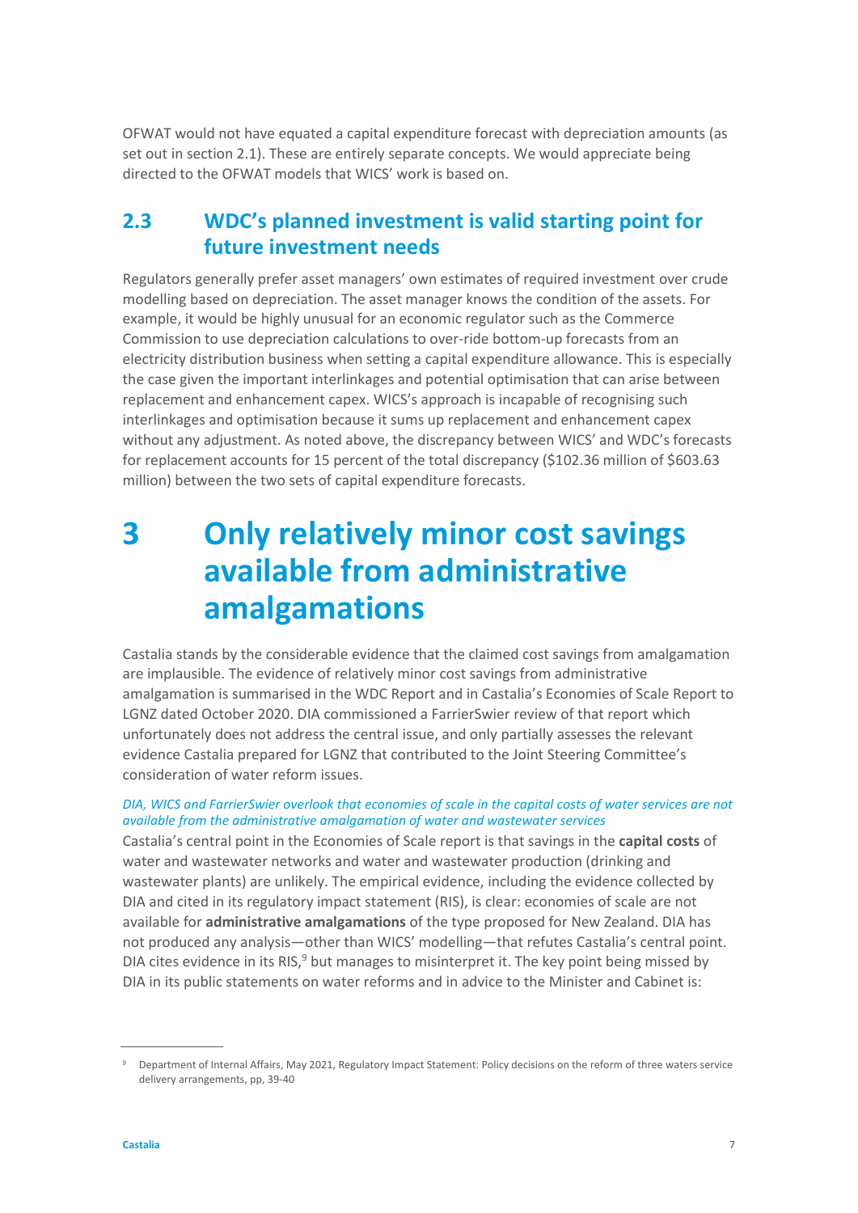OFWAT would not have equated a capital expenditure forecast with depreciation amounts (as set out in section 2.1). These are entirely separate concepts. We would appreciate being directed to the OFWAT models that WICS' work is based on.

## 2.3 WDC's planned investment is valid starting point for future investment needs

Regulators generally prefer asset managers' own estimates of required investment over crude modelling based on depreciation. The asset manager knows the condition of the assets. For example, it would be highly unusual for an economic regulator such as the Commerce Commission to use depreciation calculations to over-ride bottom-up forecasts from an electricity distribution business when setting a capital expenditure allowance. This is especially the case given the important interlinkages and potential optimisation that can arise between replacement and enhancement capex. WICS's approach is incapable of recognising such interlinkages and optimisation because it sums up replacement and enhancement capex without any adjustment. As noted above, the discrepancy between WICS' and WDC's forecasts for replacement accounts for 15 percent of the total discrepancy ($102.36 million of $603.63 million) between the two sets of capital expenditure forecasts.

# 3 Only relatively minor cost savings available from administrative amalgamations

Castalia stands by the considerable evidence that the claimed cost savings from amalgamation are implausible. The evidence of relatively minor cost savings from administrative amalgamation is summarised in the WDC Report and in Castalia's Economies of Scale Report to LGNZ dated October 2020. DIA commissioned a FarrierSwier review of that report which unfortunately does not address the central issue, and only partially assesses the relevant evidence Castalia prepared for LGNZ that contributed to the Joint Steering Committee's consideration of water reform issues.

*DIA, WICS and FarrierSwier overlook that economies of scale in the capital costs of water services are not available from the administrative amalgamation of water and wastewater services*

Castalia's central point in the Economies of Scale report is that savings in the **capital costs** of water and wastewater networks and water and wastewater production (drinking and wastewater plants) are unlikely. The empirical evidence, including the evidence collected by DIA and cited in its regulatory impact statement (RIS), is clear: economies of scale are not available for **administrative amalgamations** of the type proposed for New Zealand. DIA has not produced any analysis—other than WICS' modelling—that refutes Castalia's central point. DIA cites evidence in its RIS,[9] but manages to misinterpret it. The key point being missed by DIA in its public statements on water reforms and in advice to the Minister and Cabinet is:

---

[9] Department of Internal Affairs, May 2021, Regulatory Impact Statement: Policy decisions on the reform of three waters service delivery arrangements, pp, 39-40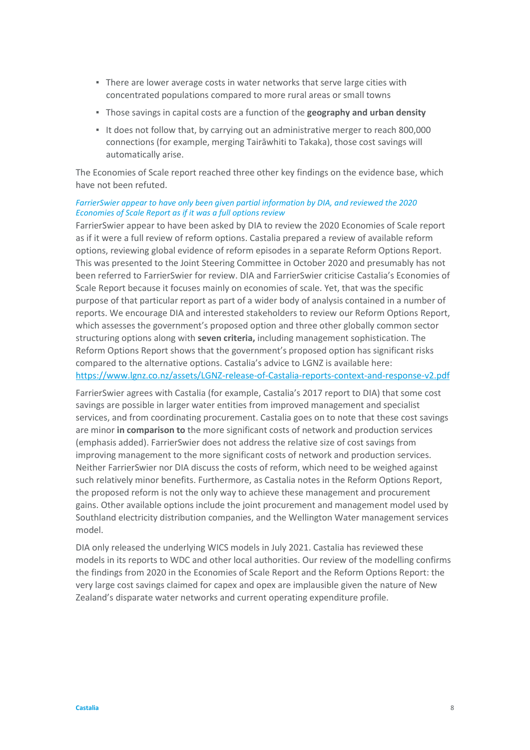- There are lower average costs in water networks that serve large cities with concentrated populations compared to more rural areas or small towns
- Those savings in capital costs are a function of the **geography and urban density**
- It does not follow that, by carrying out an administrative merger to reach 800,000 connections (for example, merging Tairāwhiti to Takaka), those cost savings will automatically arise.

The Economies of Scale report reached three other key findings on the evidence base, which have not been refuted.

*FarrierSwier appear to have only been given partial information by DIA, and reviewed the 2020 Economies of Scale Report as if it was a full options review*

FarrierSwier appear to have been asked by DIA to review the 2020 Economies of Scale report as if it were a full review of reform options. Castalia prepared a review of available reform options, reviewing global evidence of reform episodes in a separate Reform Options Report. This was presented to the Joint Steering Committee in October 2020 and presumably has not been referred to FarrierSwier for review. DIA and FarrierSwier criticise Castalia's Economies of Scale Report because it focuses mainly on economies of scale. Yet, that was the specific purpose of that particular report as part of a wider body of analysis contained in a number of reports. We encourage DIA and interested stakeholders to review our Reform Options Report, which assesses the government's proposed option and three other globally common sector structuring options along with **seven criteria,** including management sophistication. The Reform Options Report shows that the government's proposed option has significant risks compared to the alternative options. Castalia's advice to LGNZ is available here: https://www.lgnz.co.nz/assets/LGNZ-release-of-Castalia-reports-context-and-response-v2.pdf

FarrierSwier agrees with Castalia (for example, Castalia's 2017 report to DIA) that some cost savings are possible in larger water entities from improved management and specialist services, and from coordinating procurement. Castalia goes on to note that these cost savings are minor **in comparison to** the more significant costs of network and production services (emphasis added). FarrierSwier does not address the relative size of cost savings from improving management to the more significant costs of network and production services. Neither FarrierSwier nor DIA discuss the costs of reform, which need to be weighed against such relatively minor benefits. Furthermore, as Castalia notes in the Reform Options Report, the proposed reform is not the only way to achieve these management and procurement gains. Other available options include the joint procurement and management model used by Southland electricity distribution companies, and the Wellington Water management services model.

DIA only released the underlying WICS models in July 2021. Castalia has reviewed these models in its reports to WDC and other local authorities. Our review of the modelling confirms the findings from 2020 in the Economies of Scale Report and the Reform Options Report: the very large cost savings claimed for capex and opex are implausible given the nature of New Zealand's disparate water networks and current operating expenditure profile.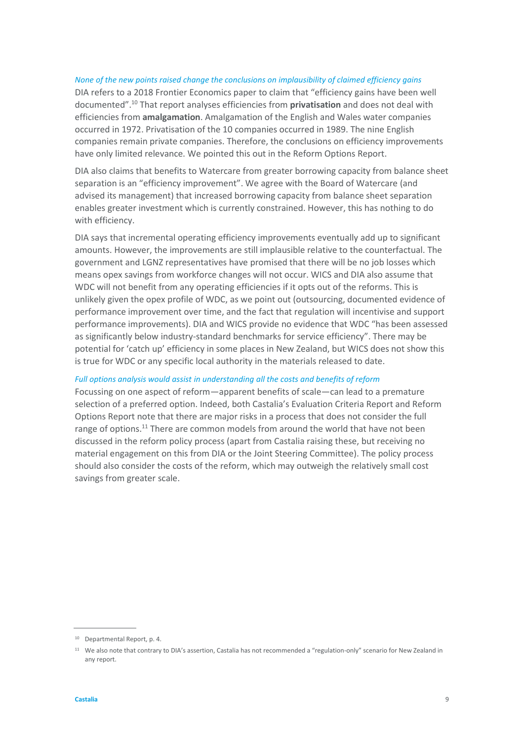*None of the new points raised change the conclusions on implausibility of claimed efficiency gains*

DIA refers to a 2018 Frontier Economics paper to claim that "efficiency gains have been well documented".[10] That report analyses efficiencies from **privatisation** and does not deal with efficiencies from **amalgamation**. Amalgamation of the English and Wales water companies occurred in 1972. Privatisation of the 10 companies occurred in 1989. The nine English companies remain private companies. Therefore, the conclusions on efficiency improvements have only limited relevance. We pointed this out in the Reform Options Report.

DIA also claims that benefits to Watercare from greater borrowing capacity from balance sheet separation is an "efficiency improvement". We agree with the Board of Watercare (and advised its management) that increased borrowing capacity from balance sheet separation enables greater investment which is currently constrained. However, this has nothing to do with efficiency.

DIA says that incremental operating efficiency improvements eventually add up to significant amounts. However, the improvements are still implausible relative to the counterfactual. The government and LGNZ representatives have promised that there will be no job losses which means opex savings from workforce changes will not occur. WICS and DIA also assume that WDC will not benefit from any operating efficiencies if it opts out of the reforms. This is unlikely given the opex profile of WDC, as we point out (outsourcing, documented evidence of performance improvement over time, and the fact that regulation will incentivise and support performance improvements). DIA and WICS provide no evidence that WDC "has been assessed as significantly below industry-standard benchmarks for service efficiency". There may be potential for 'catch up' efficiency in some places in New Zealand, but WICS does not show this is true for WDC or any specific local authority in the materials released to date.

*Full options analysis would assist in understanding all the costs and benefits of reform*

Focussing on one aspect of reform—apparent benefits of scale—can lead to a premature selection of a preferred option. Indeed, both Castalia's Evaluation Criteria Report and Reform Options Report note that there are major risks in a process that does not consider the full range of options.[11] There are common models from around the world that have not been discussed in the reform policy process (apart from Castalia raising these, but receiving no material engagement on this from DIA or the Joint Steering Committee). The policy process should also consider the costs of the reform, which may outweigh the relatively small cost savings from greater scale.

---

[10] Departmental Report, p. 4.

[11] We also note that contrary to DIA's assertion, Castalia has not recommended a "regulation-only" scenario for New Zealand in any report.